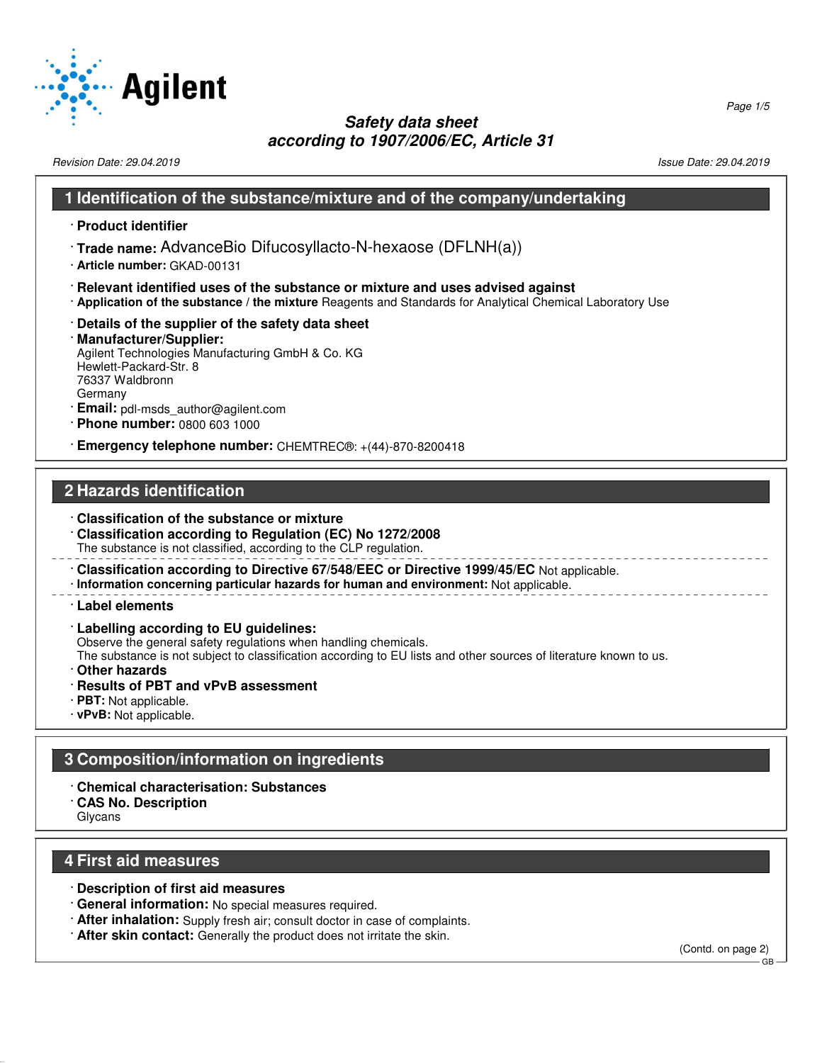# Safety data sheet
## according to 1907/2006/EC, Article 31

Revision Date: 29.04.2019 | Issue Date: 29.04.2019

## 1 Identification of the substance/mixture and of the company/undertaking

· **Product identifier**

· **Trade name:** AdvanceBio Difucosyllacto-N-hexaose (DFLNH(a))

· **Article number:** GKAD-00131

· **Relevant identified uses of the substance or mixture and uses advised against**

· **Application of the substance / the mixture** Reagents and Standards for Analytical Chemical Laboratory Use

· **Details of the supplier of the safety data sheet**

· **Manufacturer/Supplier:**
Agilent Technologies Manufacturing GmbH & Co. KG
Hewlett-Packard-Str. 8
76337 Waldbronn
Germany

· **Email:** pdl-msds_author@agilent.com

· **Phone number:** 0800 603 1000

· **Emergency telephone number:** CHEMTREC®: +(44)-870-8200418

## 2 Hazards identification

· **Classification of the substance or mixture**

· **Classification according to Regulation (EC) No 1272/2008**
The substance is not classified, according to the CLP regulation.

· **Classification according to Directive 67/548/EEC or Directive 1999/45/EC** Not applicable.

· **Information concerning particular hazards for human and environment:** Not applicable.

· **Label elements**

· **Labelling according to EU guidelines:**
Observe the general safety regulations when handling chemicals.
The substance is not subject to classification according to EU lists and other sources of literature known to us.

· **Other hazards**

· **Results of PBT and vPvB assessment**

· **PBT:** Not applicable.

· **vPvB:** Not applicable.

## 3 Composition/information on ingredients

· **Chemical characterisation: Substances**

· **CAS No. Description**
Glycans

## 4 First aid measures

· **Description of first aid measures**

· **General information:** No special measures required.

· **After inhalation:** Supply fresh air; consult doctor in case of complaints.

· **After skin contact:** Generally the product does not irritate the skin.

(Contd. on page 2)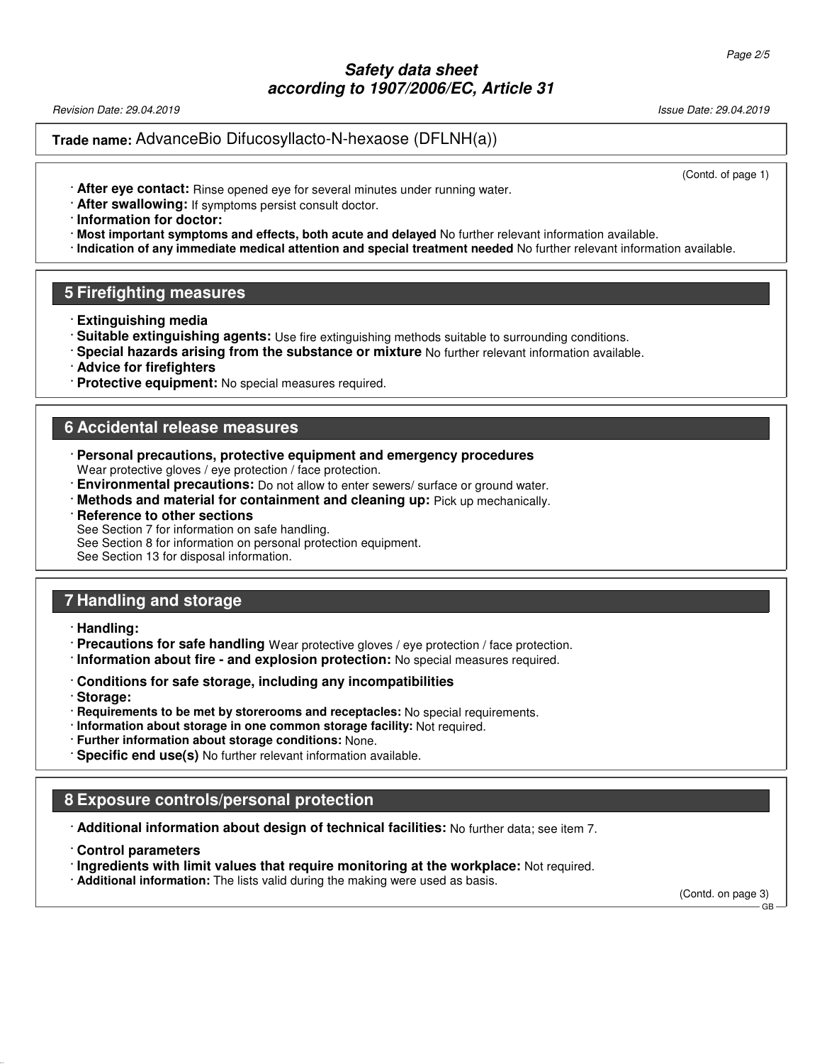**Trade name:** AdvanceBio Difucosyllacto-N-hexaose (DFLNH(a))

(Contd. of page 1)

· **After eye contact:** Rinse opened eye for several minutes under running water.
· **After swallowing:** If symptoms persist consult doctor.
· **Information for doctor:**
· **Most important symptoms and effects, both acute and delayed** No further relevant information available.
· **Indication of any immediate medical attention and special treatment needed** No further relevant information available.

## 5 Firefighting measures

· **Extinguishing media**
· **Suitable extinguishing agents:** Use fire extinguishing methods suitable to surrounding conditions.
· **Special hazards arising from the substance or mixture** No further relevant information available.
· **Advice for firefighters**
· **Protective equipment:** No special measures required.

## 6 Accidental release measures

· **Personal precautions, protective equipment and emergency procedures**
Wear protective gloves / eye protection / face protection.
· **Environmental precautions:** Do not allow to enter sewers/ surface or ground water.
· **Methods and material for containment and cleaning up:** Pick up mechanically.
· **Reference to other sections**
See Section 7 for information on safe handling.
See Section 8 for information on personal protection equipment.
See Section 13 for disposal information.

## 7 Handling and storage

· **Handling:**
· **Precautions for safe handling** Wear protective gloves / eye protection / face protection.
· **Information about fire - and explosion protection:** No special measures required.

· **Conditions for safe storage, including any incompatibilities**
· **Storage:**
· **Requirements to be met by storerooms and receptacles:** No special requirements.
· **Information about storage in one common storage facility:** Not required.
· **Further information about storage conditions:** None.
· **Specific end use(s)** No further relevant information available.

## 8 Exposure controls/personal protection

· **Additional information about design of technical facilities:** No further data; see item 7.

· **Control parameters**
· **Ingredients with limit values that require monitoring at the workplace:** Not required.
· **Additional information:** The lists valid during the making were used as basis.

(Contd. on page 3)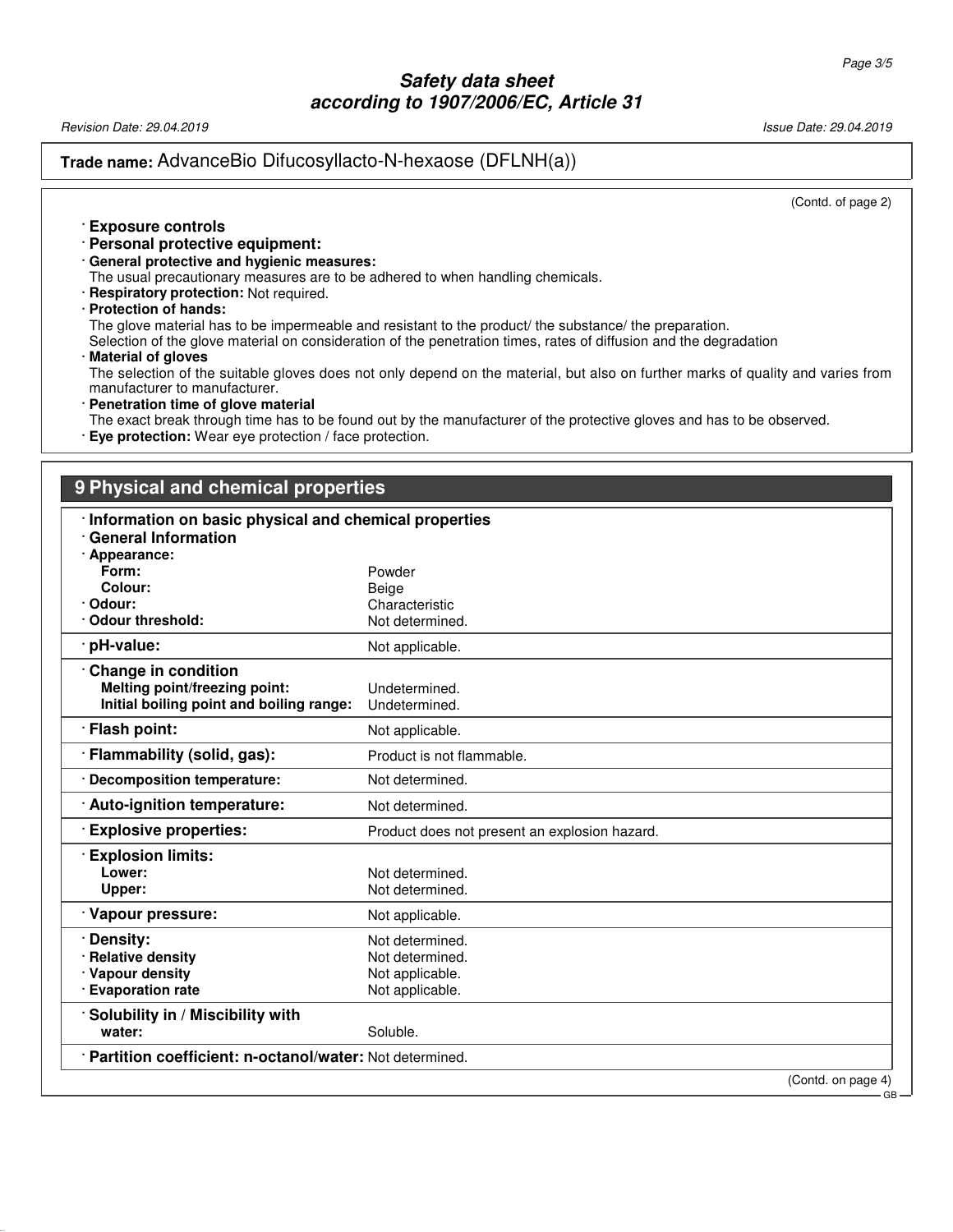**Trade name:** AdvanceBio Difucosyllacto-N-hexaose (DFLNH(a))

(Contd. of page 2)

· **Exposure controls**
· **Personal protective equipment:**
· **General protective and hygienic measures:**
The usual precautionary measures are to be adhered to when handling chemicals.
· **Respiratory protection:** Not required.
· **Protection of hands:**
The glove material has to be impermeable and resistant to the product/ the substance/ the preparation.
Selection of the glove material on consideration of the penetration times, rates of diffusion and the degradation
· **Material of gloves**
The selection of the suitable gloves does not only depend on the material, but also on further marks of quality and varies from manufacturer to manufacturer.
· **Penetration time of glove material**
The exact break through time has to be found out by the manufacturer of the protective gloves and has to be observed.
· **Eye protection:** Wear eye protection / face protection.

## 9 Physical and chemical properties

· **Information on basic physical and chemical properties**
· **General Information**

| | |
|---|---|
| · **Appearance:** | |
| **Form:** | Powder |
| **Colour:** | Beige |
| · **Odour:** | Characteristic |
| · **Odour threshold:** | Not determined. |
| · **pH-value:** | Not applicable. |
| · **Change in condition** | |
| **Melting point/freezing point:** | Undetermined. |
| **Initial boiling point and boiling range:** | Undetermined. |
| · **Flash point:** | Not applicable. |
| · **Flammability (solid, gas):** | Product is not flammable. |
| · **Decomposition temperature:** | Not determined. |
| · **Auto-ignition temperature:** | Not determined. |
| · **Explosive properties:** | Product does not present an explosion hazard. |
| · **Explosion limits:** | |
| **Lower:** | Not determined. |
| **Upper:** | Not determined. |
| · **Vapour pressure:** | Not applicable. |
| · **Density:** | Not determined. |
| · **Relative density** | Not determined. |
| · **Vapour density** | Not applicable. |
| · **Evaporation rate** | Not applicable. |
| · **Solubility in / Miscibility with** | |
| **water:** | Soluble. |
| · **Partition coefficient: n-octanol/water:** | Not determined. |

(Contd. on page 4)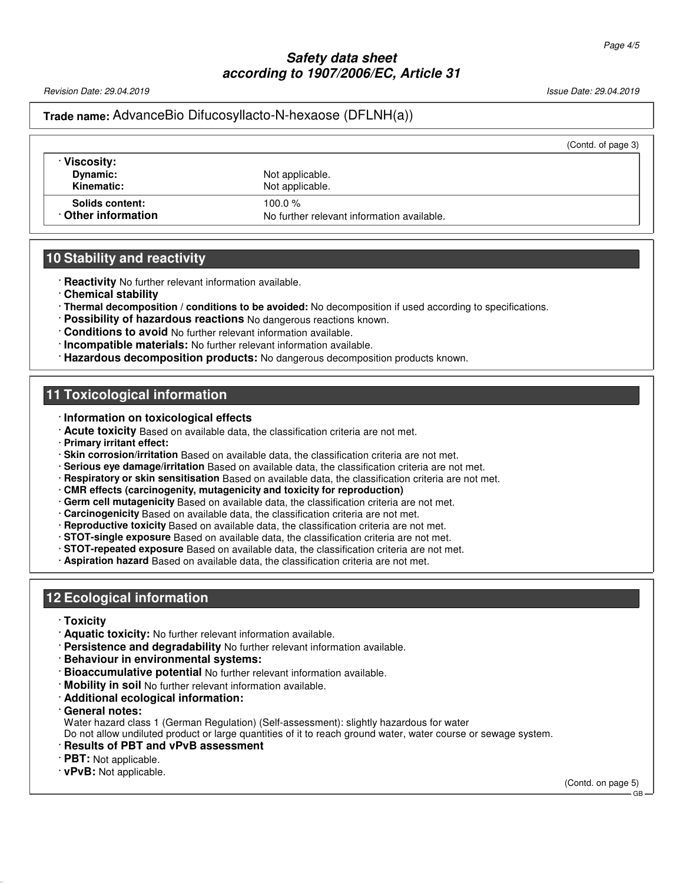**Trade name:** AdvanceBio Difucosyllacto-N-hexaose (DFLNH(a))

(Contd. of page 3)

| · **Viscosity:** | |
|---|---|
| **Dynamic:** | Not applicable. |
| **Kinematic:** | Not applicable. |
| **Solids content:** | 100.0 % |
| · **Other information** | No further relevant information available. |

## 10 Stability and reactivity

- · **Reactivity** No further relevant information available.
- · **Chemical stability**
- · **Thermal decomposition / conditions to be avoided:** No decomposition if used according to specifications.
- · **Possibility of hazardous reactions** No dangerous reactions known.
- · **Conditions to avoid** No further relevant information available.
- · **Incompatible materials:** No further relevant information available.
- · **Hazardous decomposition products:** No dangerous decomposition products known.

## 11 Toxicological information

- · **Information on toxicological effects**
- · **Acute toxicity** Based on available data, the classification criteria are not met.
- · **Primary irritant effect:**
- · **Skin corrosion/irritation** Based on available data, the classification criteria are not met.
- · **Serious eye damage/irritation** Based on available data, the classification criteria are not met.
- · **Respiratory or skin sensitisation** Based on available data, the classification criteria are not met.
- · **CMR effects (carcinogenity, mutagenicity and toxicity for reproduction)**
- · **Germ cell mutagenicity** Based on available data, the classification criteria are not met.
- · **Carcinogenicity** Based on available data, the classification criteria are not met.
- · **Reproductive toxicity** Based on available data, the classification criteria are not met.
- · **STOT-single exposure** Based on available data, the classification criteria are not met.
- · **STOT-repeated exposure** Based on available data, the classification criteria are not met.
- · **Aspiration hazard** Based on available data, the classification criteria are not met.

## 12 Ecological information

- · **Toxicity**
- · **Aquatic toxicity:** No further relevant information available.
- · **Persistence and degradability** No further relevant information available.
- · **Behaviour in environmental systems:**
- · **Bioaccumulative potential** No further relevant information available.
- · **Mobility in soil** No further relevant information available.
- · **Additional ecological information:**
- · **General notes:**
  Water hazard class 1 (German Regulation) (Self-assessment): slightly hazardous for water
  Do not allow undiluted product or large quantities of it to reach ground water, water course or sewage system.
- · **Results of PBT and vPvB assessment**
- · **PBT:** Not applicable.
- · **vPvB:** Not applicable.

(Contd. on page 5)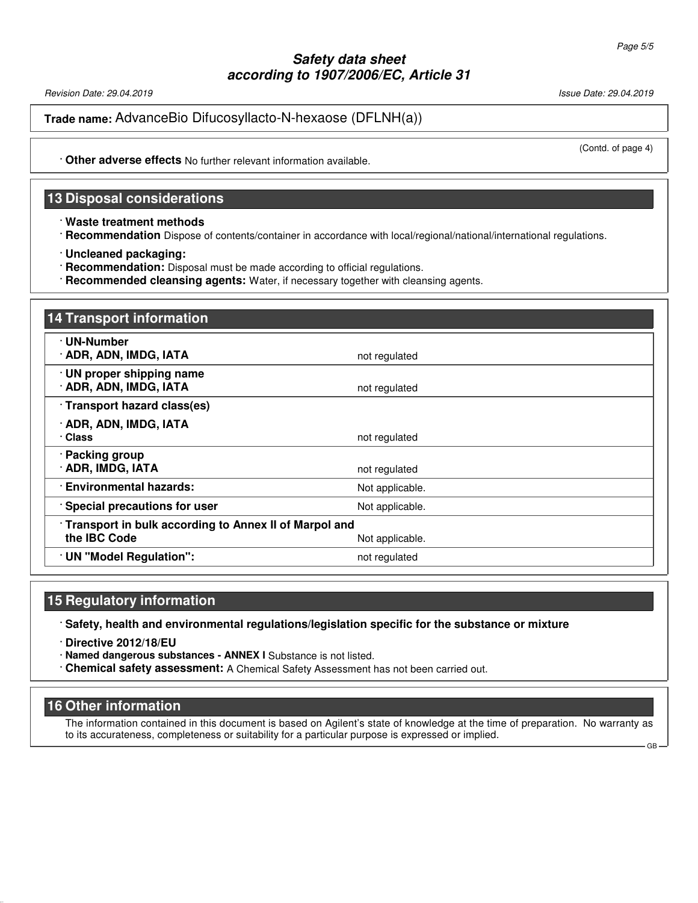**Trade name:** AdvanceBio Difucosyllacto-N-hexaose (DFLNH(a))

(Contd. of page 4)

· **Other adverse effects** No further relevant information available.

## 13 Disposal considerations

· **Waste treatment methods**
· **Recommendation** Dispose of contents/container in accordance with local/regional/national/international regulations.

· **Uncleaned packaging:**
· **Recommendation:** Disposal must be made according to official regulations.
· **Recommended cleansing agents:** Water, if necessary together with cleansing agents.

## 14 Transport information

| | |
|---|---|
| · **UN-Number**<br>· **ADR, ADN, IMDG, IATA** | not regulated |
| · **UN proper shipping name**<br>· **ADR, ADN, IMDG, IATA** | not regulated |
| · **Transport hazard class(es)**<br>· **ADR, ADN, IMDG, IATA**<br>· **Class** | not regulated |
| · **Packing group**<br>· **ADR, IMDG, IATA** | not regulated |
| · **Environmental hazards:** | Not applicable. |
| · **Special precautions for user** | Not applicable. |
| · **Transport in bulk according to Annex II of Marpol and the IBC Code** | Not applicable. |
| · **UN "Model Regulation":** | not regulated |

## 15 Regulatory information

· **Safety, health and environmental regulations/legislation specific for the substance or mixture**

· **Directive 2012/18/EU**
· **Named dangerous substances - ANNEX I** Substance is not listed.
· **Chemical safety assessment:** A Chemical Safety Assessment has not been carried out.

## 16 Other information

The information contained in this document is based on Agilent's state of knowledge at the time of preparation. No warranty as to its accurateness, completeness or suitability for a particular purpose is expressed or implied.